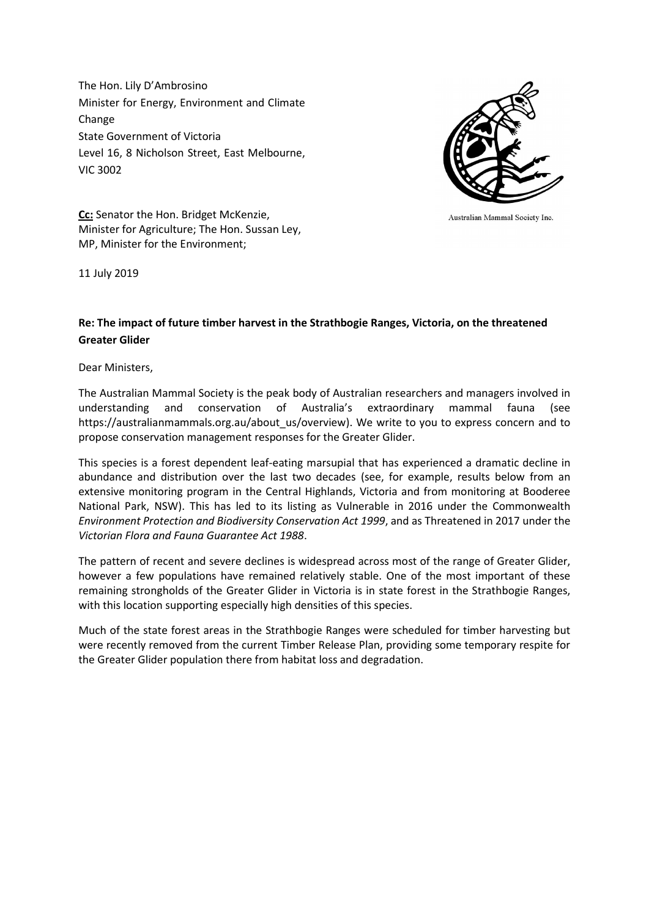The Hon. Lily D'Ambrosino
Minister for Energy, Environment and Climate Change
State Government of Victoria
Level 16, 8 Nicholson Street, East Melbourne, VIC 3002

Australian Mammal Society Inc.

**Cc:** Senator the Hon. Bridget McKenzie, Minister for Agriculture; The Hon. Sussan Ley, MP, Minister for the Environment;

11 July 2019

**Re: The impact of future timber harvest in the Strathbogie Ranges, Victoria, on the threatened Greater Glider**

Dear Ministers,

The Australian Mammal Society is the peak body of Australian researchers and managers involved in understanding and conservation of Australia's extraordinary mammal fauna (see https://australianmammals.org.au/about_us/overview). We write to you to express concern and to propose conservation management responses for the Greater Glider.

This species is a forest dependent leaf-eating marsupial that has experienced a dramatic decline in abundance and distribution over the last two decades (see, for example, results below from an extensive monitoring program in the Central Highlands, Victoria and from monitoring at Booderee National Park, NSW). This has led to its listing as Vulnerable in 2016 under the Commonwealth *Environment Protection and Biodiversity Conservation Act 1999*, and as Threatened in 2017 under the *Victorian Flora and Fauna Guarantee Act 1988*.

The pattern of recent and severe declines is widespread across most of the range of Greater Glider, however a few populations have remained relatively stable. One of the most important of these remaining strongholds of the Greater Glider in Victoria is in state forest in the Strathbogie Ranges, with this location supporting especially high densities of this species.

Much of the state forest areas in the Strathbogie Ranges were scheduled for timber harvesting but were recently removed from the current Timber Release Plan, providing some temporary respite for the Greater Glider population there from habitat loss and degradation.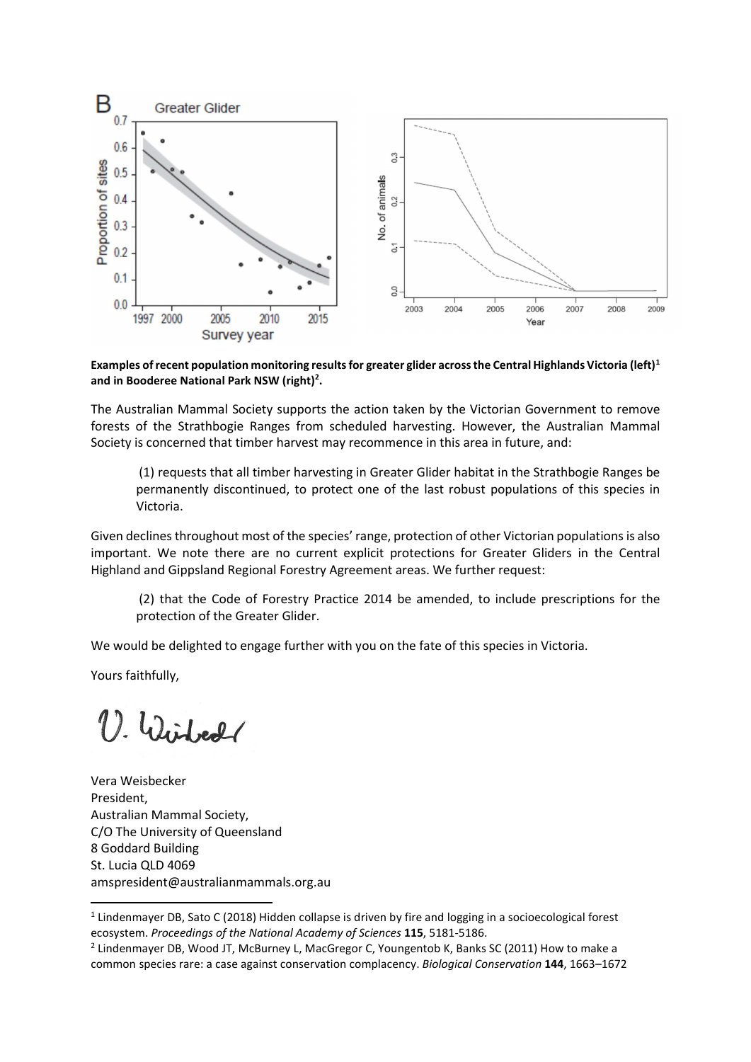B

Greater Glider

Proportion of sites

0.7
0.6
0.5
0.4
0.3
0.2
0.1
0.0

1997 2000 2005 2010 2015

Survey year

No. of animals

0.3
0.2
0.1
0.0

2003 2004 2005 2006 2007 2008 2009

Year

**Examples of recent population monitoring results for greater glider across the Central Highlands Victoria (left)[1] and in Booderee National Park NSW (right)[2].**

The Australian Mammal Society supports the action taken by the Victorian Government to remove forests of the Strathbogie Ranges from scheduled harvesting. However, the Australian Mammal Society is concerned that timber harvest may recommence in this area in future, and:

(1) requests that all timber harvesting in Greater Glider habitat in the Strathbogie Ranges be permanently discontinued, to protect one of the last robust populations of this species in Victoria.

Given declines throughout most of the species' range, protection of other Victorian populations is also important. We note there are no current explicit protections for Greater Gliders in the Central Highland and Gippsland Regional Forestry Agreement areas. We further request:

(2) that the Code of Forestry Practice 2014 be amended, to include prescriptions for the protection of the Greater Glider.

We would be delighted to engage further with you on the fate of this species in Victoria.

Yours faithfully,

V. Weisbecker

Vera Weisbecker
President,
Australian Mammal Society,
C/O The University of Queensland
8 Goddard Building
St. Lucia QLD 4069
amspresident@australianmammals.org.au

---

[1] Lindenmayer DB, Sato C (2018) Hidden collapse is driven by fire and logging in a socioecological forest ecosystem. *Proceedings of the National Academy of Sciences* **115**, 5181-5186.

[2] Lindenmayer DB, Wood JT, McBurney L, MacGregor C, Youngentob K, Banks SC (2011) How to make a common species rare: a case against conservation complacency. *Biological Conservation* **144**, 1663–1672